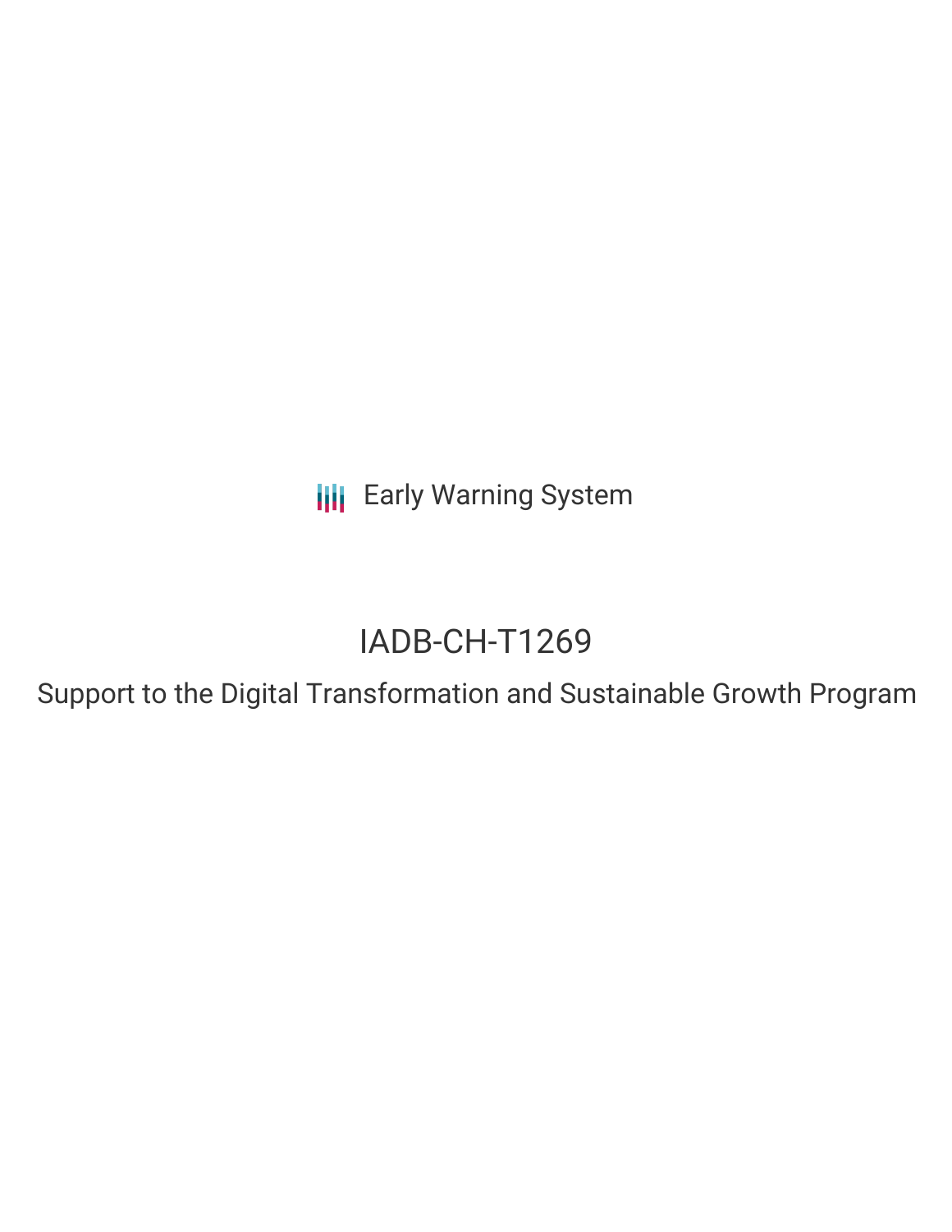Early Warning System

# IADB-CH-T1269

## Support to the Digital Transformation and Sustainable Growth Program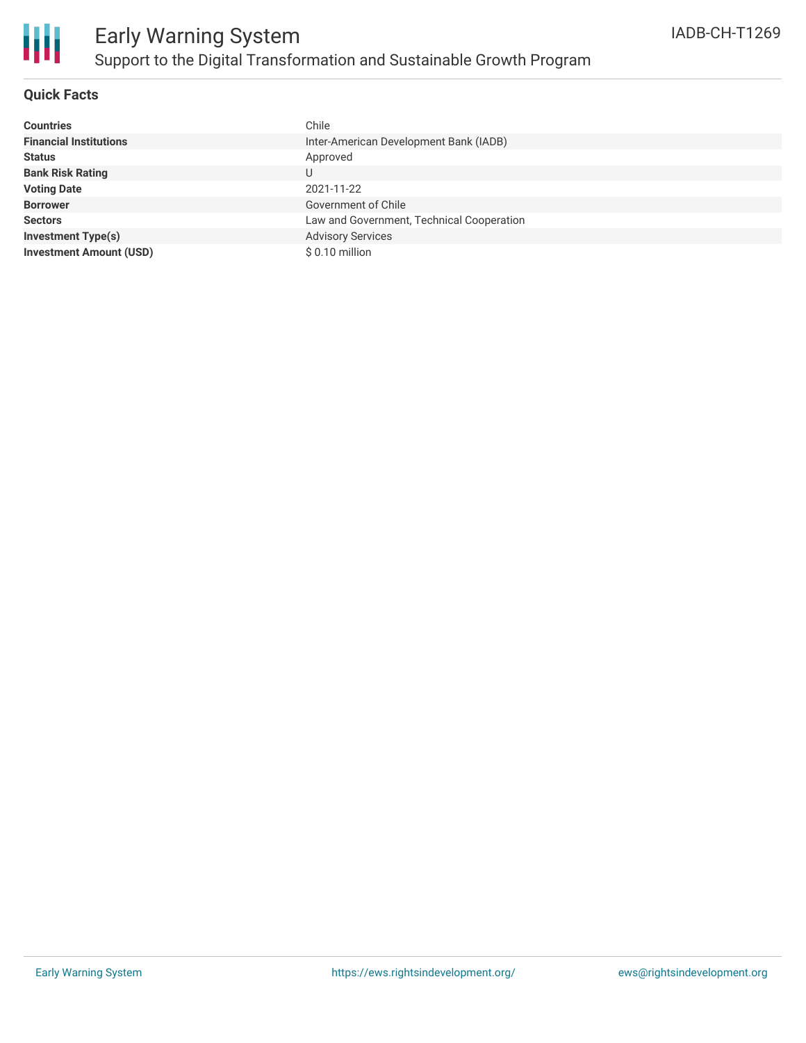# Early Warning System

## Support to the Digital Transformation and Sustainable Growth Program

IADB-CH-T1269

### Quick Facts

| | |
|---|---|
| **Countries** | Chile |
| **Financial Institutions** | Inter-American Development Bank (IADB) |
| **Status** | Approved |
| **Bank Risk Rating** | U |
| **Voting Date** | 2021-11-22 |
| **Borrower** | Government of Chile |
| **Sectors** | Law and Government, Technical Cooperation |
| **Investment Type(s)** | Advisory Services |
| **Investment Amount (USD)** | $ 0.10 million |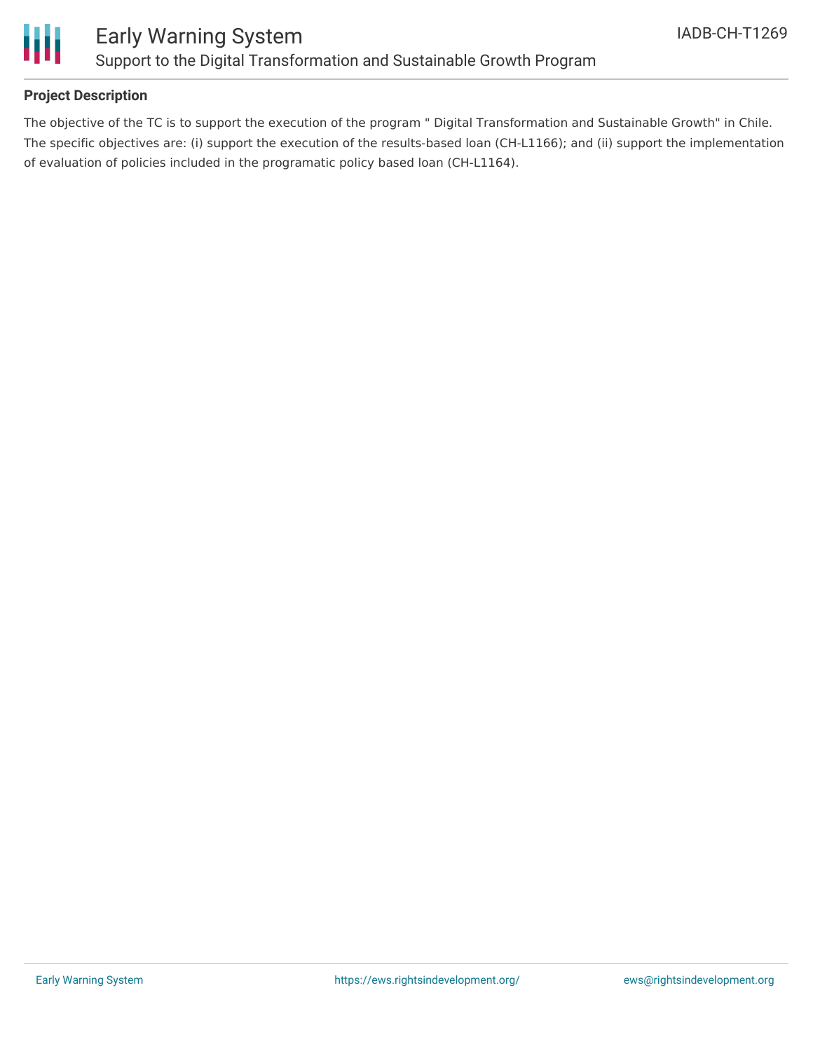# Early Warning System

## Support to the Digital Transformation and Sustainable Growth Program

IADB-CH-T1269

### Project Description

The objective of the TC is to support the execution of the program " Digital Transformation and Sustainable Growth" in Chile. The specific objectives are: (i) support the execution of the results-based loan (CH-L1166); and (ii) support the implementation of evaluation of policies included in the programatic policy based loan (CH-L1164).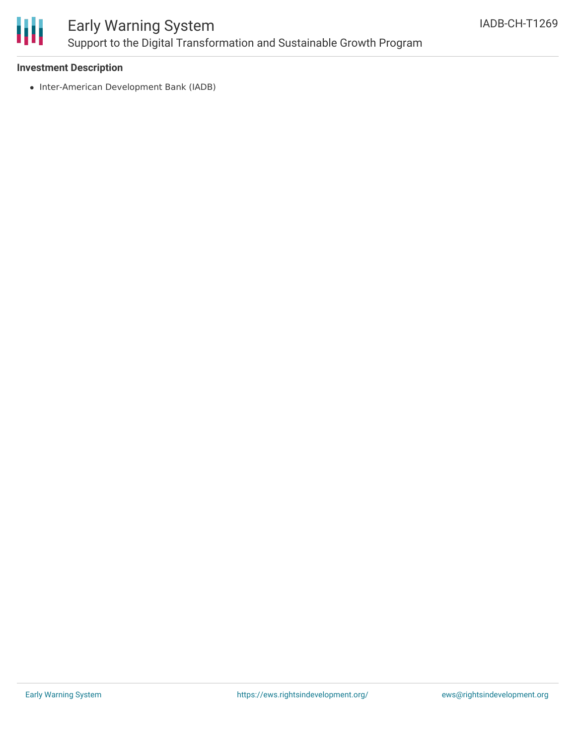**Investment Description**

- Inter-American Development Bank (IADB)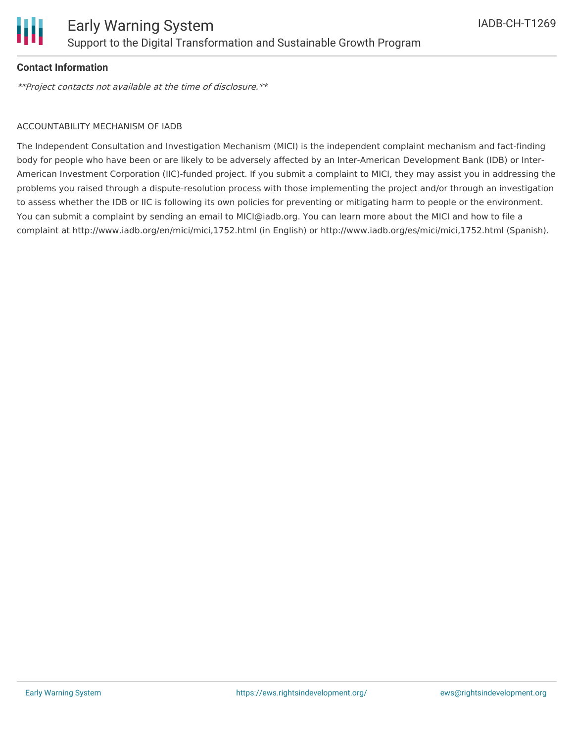**Contact Information**

*\*\*Project contacts not available at the time of disclosure.\*\**

ACCOUNTABILITY MECHANISM OF IADB

The Independent Consultation and Investigation Mechanism (MICI) is the independent complaint mechanism and fact-finding body for people who have been or are likely to be adversely affected by an Inter-American Development Bank (IDB) or Inter-American Investment Corporation (IIC)-funded project. If you submit a complaint to MICI, they may assist you in addressing the problems you raised through a dispute-resolution process with those implementing the project and/or through an investigation to assess whether the IDB or IIC is following its own policies for preventing or mitigating harm to people or the environment. You can submit a complaint by sending an email to MICI@iadb.org. You can learn more about the MICI and how to file a complaint at http://www.iadb.org/en/mici/mici,1752.html (in English) or http://www.iadb.org/es/mici/mici,1752.html (Spanish).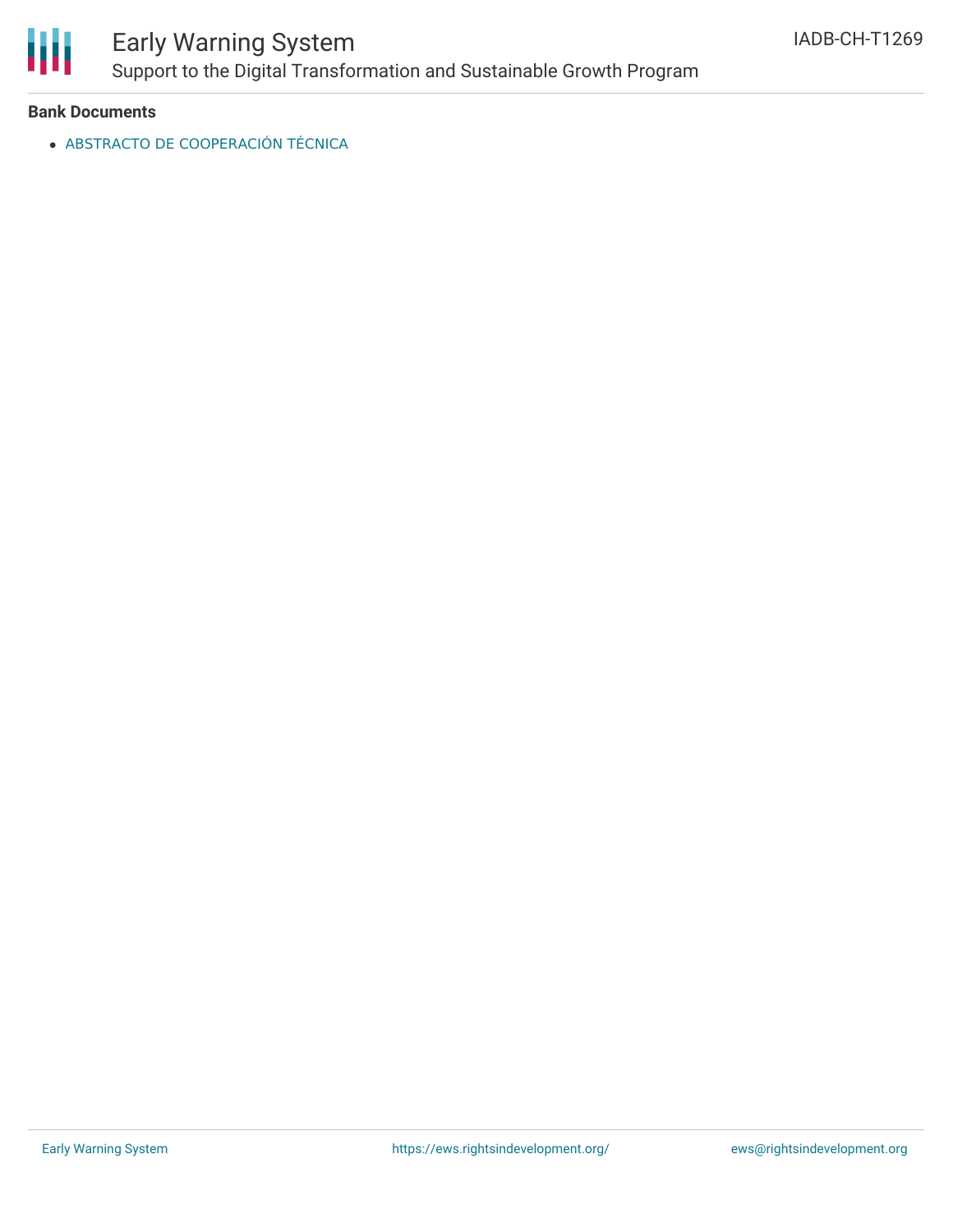**Bank Documents**

- ABSTRACTO DE COOPERACIÓN TÉCNICA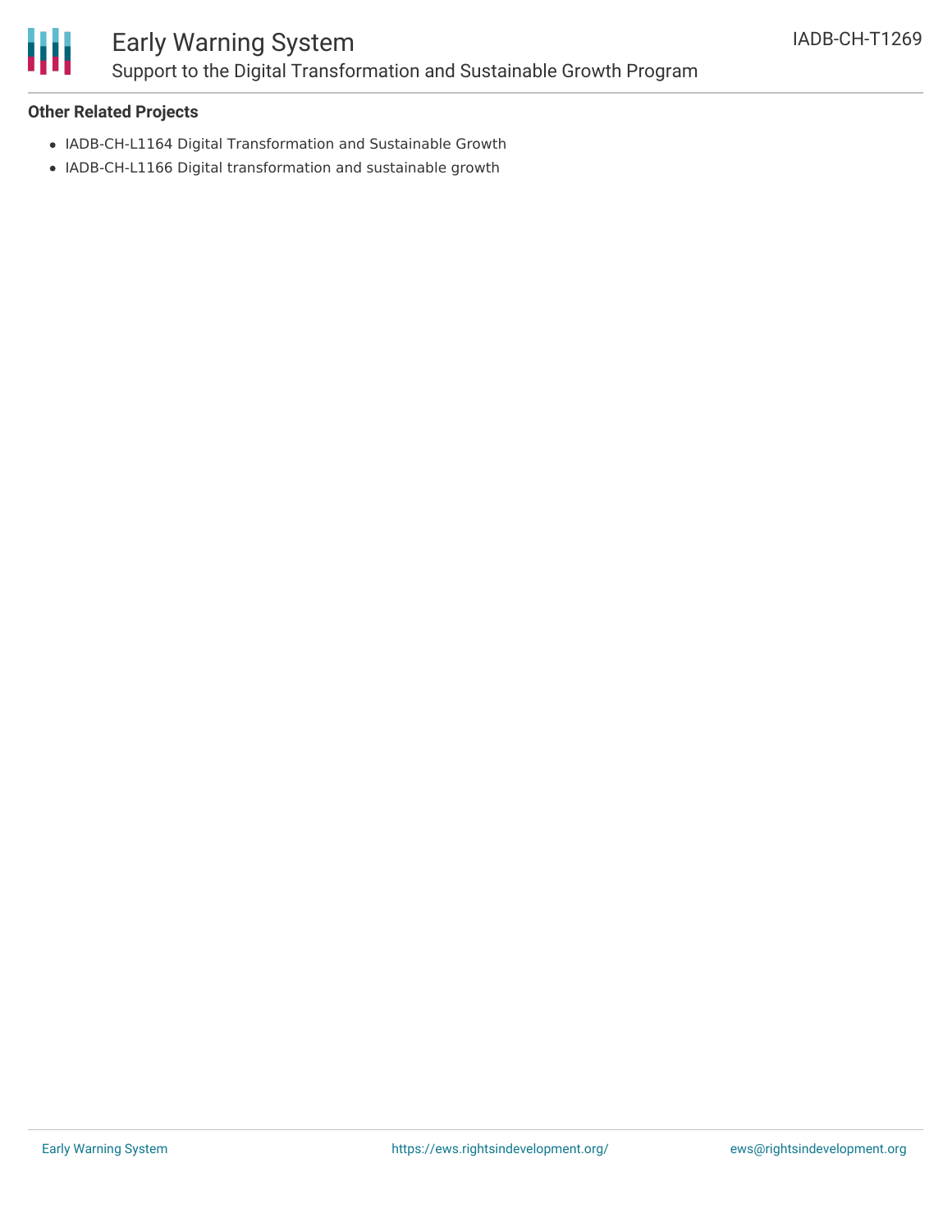**Other Related Projects**

- IADB-CH-L1164 Digital Transformation and Sustainable Growth
- IADB-CH-L1166 Digital transformation and sustainable growth